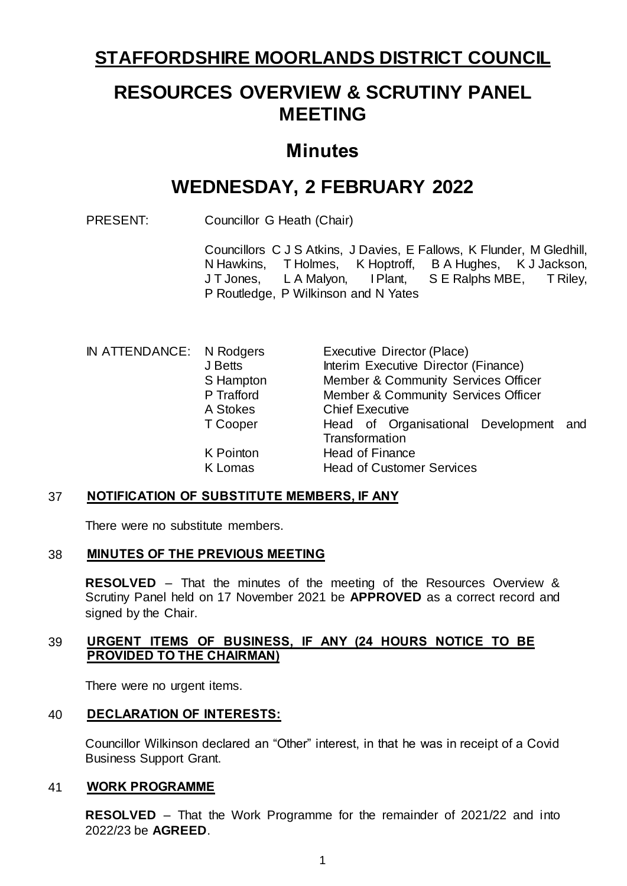# STAFFORDSHIRE MOORLANDS DISTRICT COUNCIL

# RESOURCES OVERVIEW & SCRUTINY PANEL MEETING

## Minutes

## WEDNESDAY, 2 FEBRUARY 2022

PRESENT: Councillor G Heath (Chair)

Councillors C J S Atkins, J Davies, E Fallows, K Flunder, M Gledhill, N Hawkins, T Holmes, K Hoptroff, B A Hughes, K J Jackson, J T Jones, L A Malyon, I Plant, S E Ralphs MBE, T Riley, P Routledge, P Wilkinson and N Yates

| IN ATTENDANCE: | | |
|---|---|---|
| | N Rodgers | Executive Director (Place) |
| | J Betts | Interim Executive Director (Finance) |
| | S Hampton | Member & Community Services Officer |
| | P Trafford | Member & Community Services Officer |
| | A Stokes | Chief Executive |
| | T Cooper | Head of Organisational Development and Transformation |
| | K Pointon | Head of Finance |
| | K Lomas | Head of Customer Services |

### 37 NOTIFICATION OF SUBSTITUTE MEMBERS, IF ANY

There were no substitute members.

### 38 MINUTES OF THE PREVIOUS MEETING

**RESOLVED** – That the minutes of the meeting of the Resources Overview & Scrutiny Panel held on 17 November 2021 be **APPROVED** as a correct record and signed by the Chair.

### 39 URGENT ITEMS OF BUSINESS, IF ANY (24 HOURS NOTICE TO BE PROVIDED TO THE CHAIRMAN)

There were no urgent items.

### 40 DECLARATION OF INTERESTS:

Councillor Wilkinson declared an "Other" interest, in that he was in receipt of a Covid Business Support Grant.

### 41 WORK PROGRAMME

**RESOLVED** – That the Work Programme for the remainder of 2021/22 and into 2022/23 be **AGREED**.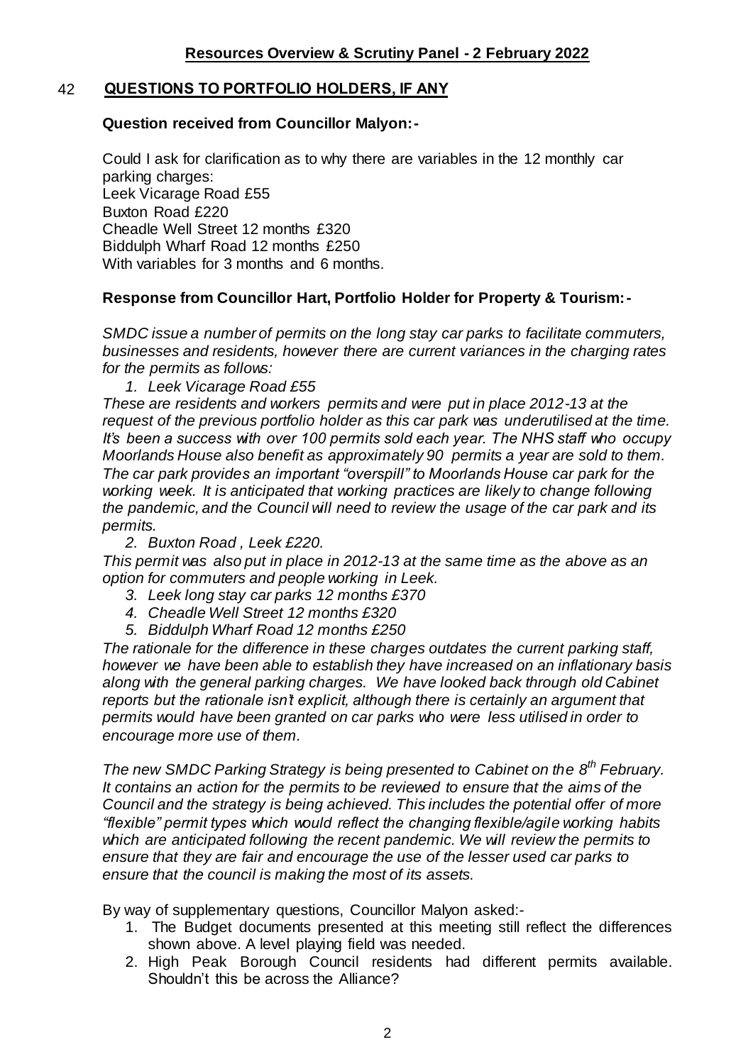**Resources Overview & Scrutiny Panel - 2 February 2022**

## 42 QUESTIONS TO PORTFOLIO HOLDERS, IF ANY

**Question received from Councillor Malyon:-**

Could I ask for clarification as to why there are variables in the 12 monthly car parking charges:
Leek Vicarage Road £55
Buxton Road £220
Cheadle Well Street 12 months £320
Biddulph Wharf Road 12 months £250
With variables for 3 months and 6 months.

**Response from Councillor Hart, Portfolio Holder for Property & Tourism:-**

*SMDC issue a number of permits on the long stay car parks to facilitate commuters, businesses and residents, however there are current variances in the charging rates for the permits as follows:*

1. *Leek Vicarage Road £55*

*These are residents and workers permits and were put in place 2012-13 at the request of the previous portfolio holder as this car park was underutilised at the time. It's been a success with over 100 permits sold each year. The NHS staff who occupy Moorlands House also benefit as approximately 90 permits a year are sold to them. The car park provides an important "overspill" to Moorlands House car park for the working week. It is anticipated that working practices are likely to change following the pandemic, and the Council will need to review the usage of the car park and its permits.*

2. *Buxton Road , Leek £220.*

*This permit was also put in place in 2012-13 at the same time as the above as an option for commuters and people working in Leek.*

3. *Leek long stay car parks 12 months £370*
4. *Cheadle Well Street 12 months £320*
5. *Biddulph Wharf Road 12 months £250*

*The rationale for the difference in these charges outdates the current parking staff, however we have been able to establish they have increased on an inflationary basis along with the general parking charges. We have looked back through old Cabinet reports but the rationale isn't explicit, although there is certainly an argument that permits would have been granted on car parks who were less utilised in order to encourage more use of them.*

*The new SMDC Parking Strategy is being presented to Cabinet on the 8th February. It contains an action for the permits to be reviewed to ensure that the aims of the Council and the strategy is being achieved. This includes the potential offer of more "flexible" permit types which would reflect the changing flexible/agile working habits which are anticipated following the recent pandemic. We will review the permits to ensure that they are fair and encourage the use of the lesser used car parks to ensure that the council is making the most of its assets.*

By way of supplementary questions, Councillor Malyon asked:-

1. The Budget documents presented at this meeting still reflect the differences shown above. A level playing field was needed.
2. High Peak Borough Council residents had different permits available. Shouldn't this be across the Alliance?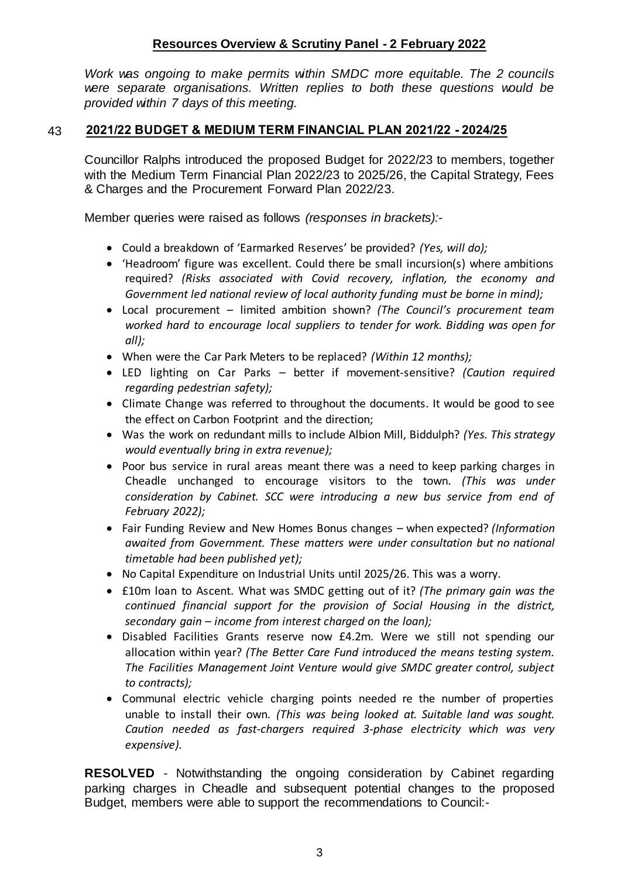## Resources Overview & Scrutiny Panel - 2 February 2022

*Work was ongoing to make permits within SMDC more equitable. The 2 councils were separate organisations. Written replies to both these questions would be provided within 7 days of this meeting.*

## 43 2021/22 BUDGET & MEDIUM TERM FINANCIAL PLAN 2021/22 - 2024/25

Councillor Ralphs introduced the proposed Budget for 2022/23 to members, together with the Medium Term Financial Plan 2022/23 to 2025/26, the Capital Strategy, Fees & Charges and the Procurement Forward Plan 2022/23.

Member queries were raised as follows *(responses in brackets):*-

- Could a breakdown of 'Earmarked Reserves' be provided? *(Yes, will do);*
- 'Headroom' figure was excellent. Could there be small incursion(s) where ambitions required? *(Risks associated with Covid recovery, inflation, the economy and Government led national review of local authority funding must be borne in mind);*
- Local procurement – limited ambition shown? *(The Council's procurement team worked hard to encourage local suppliers to tender for work. Bidding was open for all);*
- When were the Car Park Meters to be replaced? *(Within 12 months);*
- LED lighting on Car Parks – better if movement-sensitive? *(Caution required regarding pedestrian safety);*
- Climate Change was referred to throughout the documents. It would be good to see the effect on Carbon Footprint and the direction;
- Was the work on redundant mills to include Albion Mill, Biddulph? *(Yes. This strategy would eventually bring in extra revenue);*
- Poor bus service in rural areas meant there was a need to keep parking charges in Cheadle unchanged to encourage visitors to the town. *(This was under consideration by Cabinet. SCC were introducing a new bus service from end of February 2022);*
- Fair Funding Review and New Homes Bonus changes – when expected? *(Information awaited from Government. These matters were under consultation but no national timetable had been published yet);*
- No Capital Expenditure on Industrial Units until 2025/26. This was a worry.
- £10m loan to Ascent. What was SMDC getting out of it? *(The primary gain was the continued financial support for the provision of Social Housing in the district, secondary gain – income from interest charged on the loan);*
- Disabled Facilities Grants reserve now £4.2m. Were we still not spending our allocation within year? *(The Better Care Fund introduced the means testing system. The Facilities Management Joint Venture would give SMDC greater control, subject to contracts);*
- Communal electric vehicle charging points needed re the number of properties unable to install their own. *(This was being looked at. Suitable land was sought. Caution needed as fast-chargers required 3-phase electricity which was very expensive).*

**RESOLVED** - Notwithstanding the ongoing consideration by Cabinet regarding parking charges in Cheadle and subsequent potential changes to the proposed Budget, members were able to support the recommendations to Council:-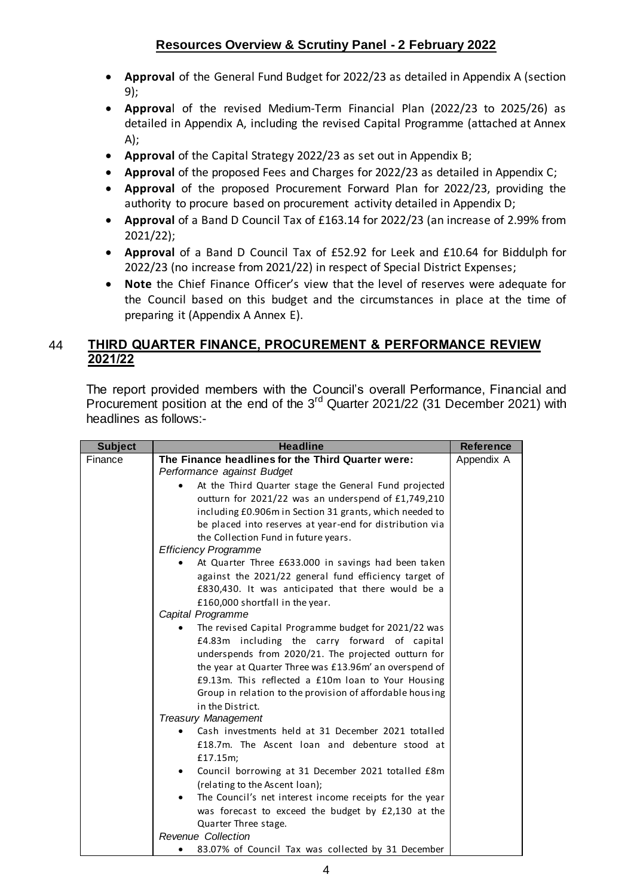- **Approval** of the General Fund Budget for 2022/23 as detailed in Appendix A (section 9);
- **Approva**l of the revised Medium-Term Financial Plan (2022/23 to 2025/26) as detailed in Appendix A, including the revised Capital Programme (attached at Annex A);
- **Approval** of the Capital Strategy 2022/23 as set out in Appendix B;
- **Approval** of the proposed Fees and Charges for 2022/23 as detailed in Appendix C;
- **Approval** of the proposed Procurement Forward Plan for 2022/23, providing the authority to procure based on procurement activity detailed in Appendix D;
- **Approval** of a Band D Council Tax of £163.14 for 2022/23 (an increase of 2.99% from 2021/22);
- **Approval** of a Band D Council Tax of £52.92 for Leek and £10.64 for Biddulph for 2022/23 (no increase from 2021/22) in respect of Special District Expenses;
- **Note** the Chief Finance Officer's view that the level of reserves were adequate for the Council based on this budget and the circumstances in place at the time of preparing it (Appendix A Annex E).

## 44 THIRD QUARTER FINANCE, PROCUREMENT & PERFORMANCE REVIEW 2021/22

The report provided members with the Council's overall Performance, Financial and Procurement position at the end of the 3rd Quarter 2021/22 (31 December 2021) with headlines as follows:-

| Subject | Headline | Reference |
|---|---|---|
| Finance | **The Finance headlines for the Third Quarter were:**<br>*Performance against Budget*<br>• At the Third Quarter stage the General Fund projected outturn for 2021/22 was an underspend of £1,749,210 including £0.906m in Section 31 grants, which needed to be placed into reserves at year-end for distribution via the Collection Fund in future years.<br>*Efficiency Programme*<br>• At Quarter Three £633.000 in savings had been taken against the 2021/22 general fund efficiency target of £830,430. It was anticipated that there would be a £160,000 shortfall in the year.<br>*Capital Programme*<br>• The revised Capital Programme budget for 2021/22 was £4.83m including the carry forward of capital underspends from 2020/21. The projected outturn for the year at Quarter Three was £13.96m' an overspend of £9.13m. This reflected a £10m loan to Your Housing Group in relation to the provision of affordable housing in the District.<br>*Treasury Management*<br>• Cash investments held at 31 December 2021 totalled £18.7m. The Ascent loan and debenture stood at £17.15m;<br>• Council borrowing at 31 December 2021 totalled £8m (relating to the Ascent loan);<br>• The Council's net interest income receipts for the year was forecast to exceed the budget by £2,130 at the Quarter Three stage.<br>*Revenue Collection*<br>• 83.07% of Council Tax was collected by 31 December | Appendix A |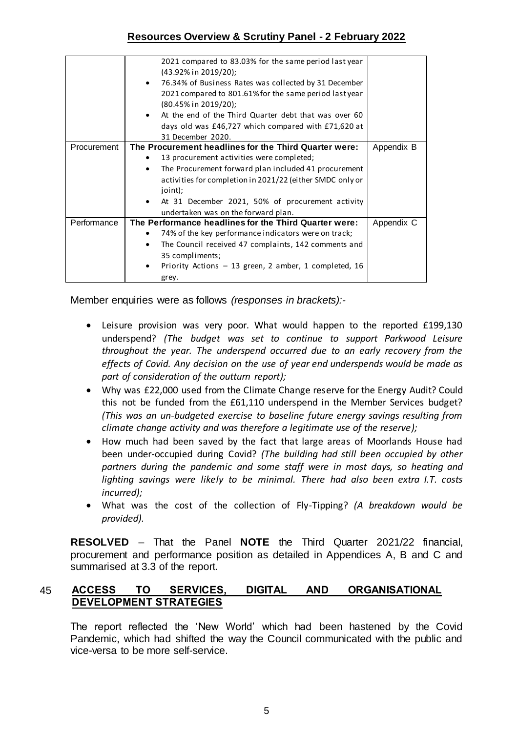| | | |
|---|---|---|
| | 2021 compared to 83.03% for the same period last year (43.92% in 2019/20);<br>• 76.34% of Business Rates was collected by 31 December 2021 compared to 801.61% for the same period last year (80.45% in 2019/20);<br>• At the end of the Third Quarter debt that was over 60 days old was £46,727 which compared with £71,620 at 31 December 2020. | |
| Procurement | **The Procurement headlines for the Third Quarter were:**<br>• 13 procurement activities were completed;<br>• The Procurement forward plan included 41 procurement activities for completion in 2021/22 (either SMDC only or joint);<br>• At 31 December 2021, 50% of procurement activity undertaken was on the forward plan. | Appendix B |
| Performance | **The Performance headlines for the Third Quarter were:**<br>• 74% of the key performance indicators were on track;<br>• The Council received 47 complaints, 142 comments and 35 compliments;<br>• Priority Actions – 13 green, 2 amber, 1 completed, 16 grey. | Appendix C |

Member enquiries were as follows *(responses in brackets):-*

- Leisure provision was very poor. What would happen to the reported £199,130 underspend? *(The budget was set to continue to support Parkwood Leisure throughout the year. The underspend occurred due to an early recovery from the effects of Covid. Any decision on the use of year end underspends would be made as part of consideration of the outturn report);*
- Why was £22,000 used from the Climate Change reserve for the Energy Audit? Could this not be funded from the £61,110 underspend in the Member Services budget? *(This was an un-budgeted exercise to baseline future energy savings resulting from climate change activity and was therefore a legitimate use of the reserve);*
- How much had been saved by the fact that large areas of Moorlands House had been under-occupied during Covid? *(The building had still been occupied by other partners during the pandemic and some staff were in most days, so heating and lighting savings were likely to be minimal. There had also been extra I.T. costs incurred);*
- What was the cost of the collection of Fly-Tipping? *(A breakdown would be provided).*

**RESOLVED** – That the Panel **NOTE** the Third Quarter 2021/22 financial, procurement and performance position as detailed in Appendices A, B and C and summarised at 3.3 of the report.

## 45 ACCESS TO SERVICES, DIGITAL AND ORGANISATIONAL DEVELOPMENT STRATEGIES

The report reflected the 'New World' which had been hastened by the Covid Pandemic, which had shifted the way the Council communicated with the public and vice-versa to be more self-service.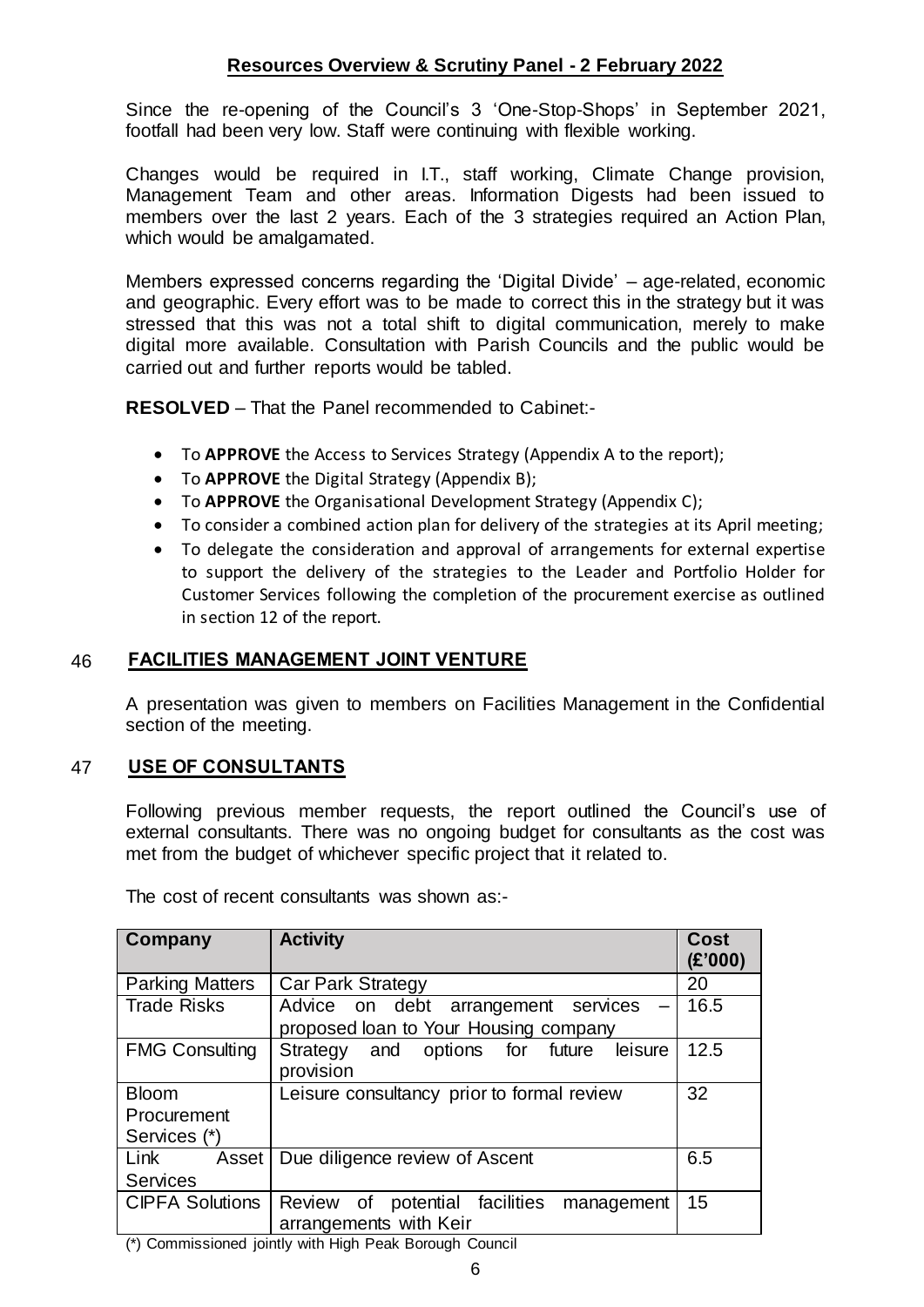Since the re-opening of the Council's 3 'One-Stop-Shops' in September 2021, footfall had been very low. Staff were continuing with flexible working.

Changes would be required in I.T., staff working, Climate Change provision, Management Team and other areas. Information Digests had been issued to members over the last 2 years. Each of the 3 strategies required an Action Plan, which would be amalgamated.

Members expressed concerns regarding the 'Digital Divide' – age-related, economic and geographic. Every effort was to be made to correct this in the strategy but it was stressed that this was not a total shift to digital communication, merely to make digital more available. Consultation with Parish Councils and the public would be carried out and further reports would be tabled.

**RESOLVED** – That the Panel recommended to Cabinet:-

- To **APPROVE** the Access to Services Strategy (Appendix A to the report);
- To **APPROVE** the Digital Strategy (Appendix B);
- To **APPROVE** the Organisational Development Strategy (Appendix C);
- To consider a combined action plan for delivery of the strategies at its April meeting;
- To delegate the consideration and approval of arrangements for external expertise to support the delivery of the strategies to the Leader and Portfolio Holder for Customer Services following the completion of the procurement exercise as outlined in section 12 of the report.

## 46 FACILITIES MANAGEMENT JOINT VENTURE

A presentation was given to members on Facilities Management in the Confidential section of the meeting.

## 47 USE OF CONSULTANTS

Following previous member requests, the report outlined the Council's use of external consultants. There was no ongoing budget for consultants as the cost was met from the budget of whichever specific project that it related to.

The cost of recent consultants was shown as:-

| Company | Activity | Cost (£'000) |
|---|---|---|
| Parking Matters | Car Park Strategy | 20 |
| Trade Risks | Advice on debt arrangement services – proposed loan to Your Housing company | 16.5 |
| FMG Consulting | Strategy and options for future leisure provision | 12.5 |
| Bloom Procurement Services (*) | Leisure consultancy prior to formal review | 32 |
| Link Asset Services | Due diligence review of Ascent | 6.5 |
| CIPFA Solutions | Review of potential facilities management arrangements with Keir | 15 |

(*) Commissioned jointly with High Peak Borough Council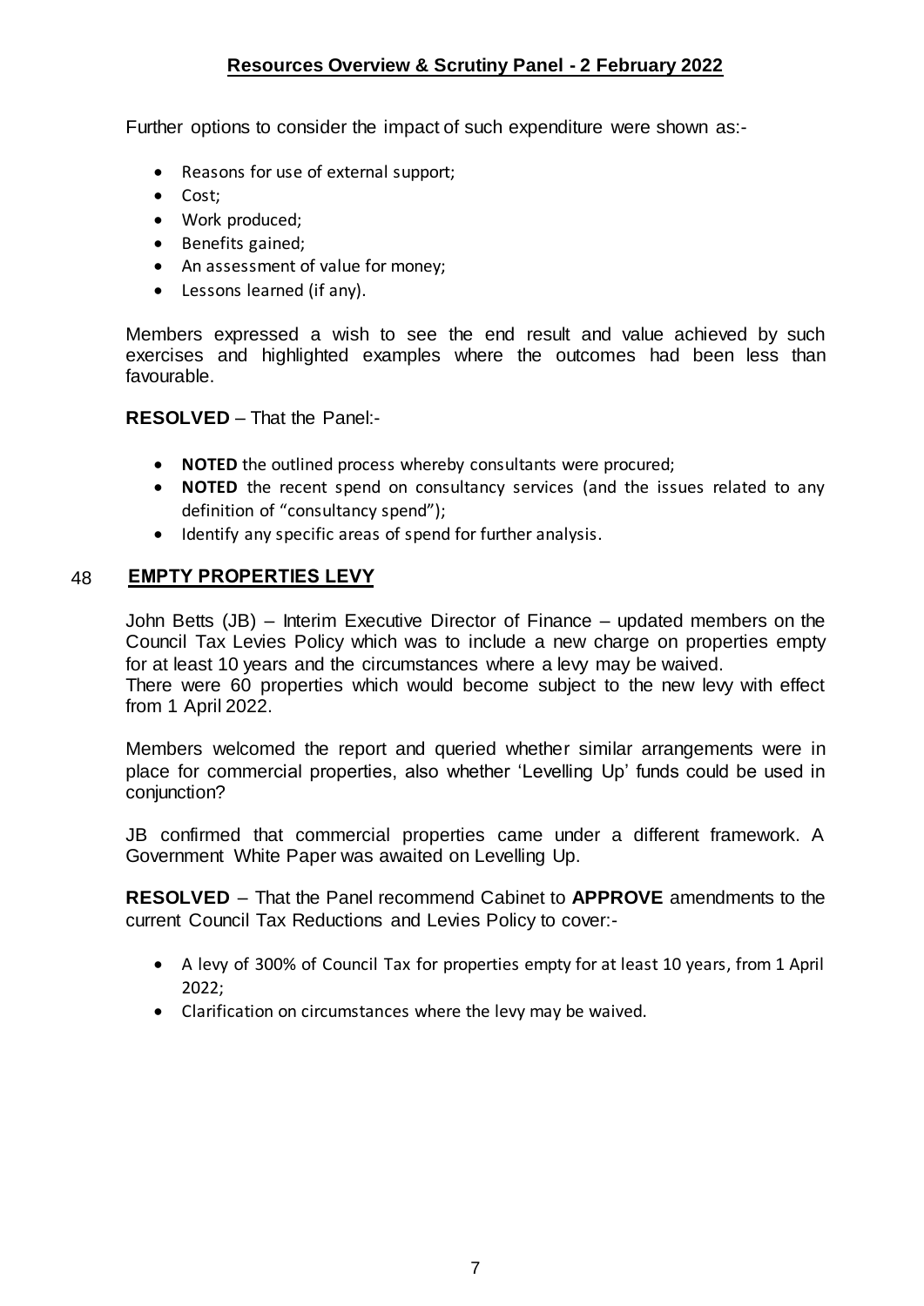Further options to consider the impact of such expenditure were shown as:-

- Reasons for use of external support;
- Cost;
- Work produced;
- Benefits gained;
- An assessment of value for money;
- Lessons learned (if any).

Members expressed a wish to see the end result and value achieved by such exercises and highlighted examples where the outcomes had been less than favourable.

**RESOLVED** – That the Panel:-

- **NOTED** the outlined process whereby consultants were procured;
- **NOTED** the recent spend on consultancy services (and the issues related to any definition of "consultancy spend");
- Identify any specific areas of spend for further analysis.

## 48 EMPTY PROPERTIES LEVY

John Betts (JB) – Interim Executive Director of Finance – updated members on the Council Tax Levies Policy which was to include a new charge on properties empty for at least 10 years and the circumstances where a levy may be waived.
There were 60 properties which would become subject to the new levy with effect from 1 April 2022.

Members welcomed the report and queried whether similar arrangements were in place for commercial properties, also whether 'Levelling Up' funds could be used in conjunction?

JB confirmed that commercial properties came under a different framework. A Government White Paper was awaited on Levelling Up.

**RESOLVED** – That the Panel recommend Cabinet to **APPROVE** amendments to the current Council Tax Reductions and Levies Policy to cover:-

- A levy of 300% of Council Tax for properties empty for at least 10 years, from 1 April 2022;
- Clarification on circumstances where the levy may be waived.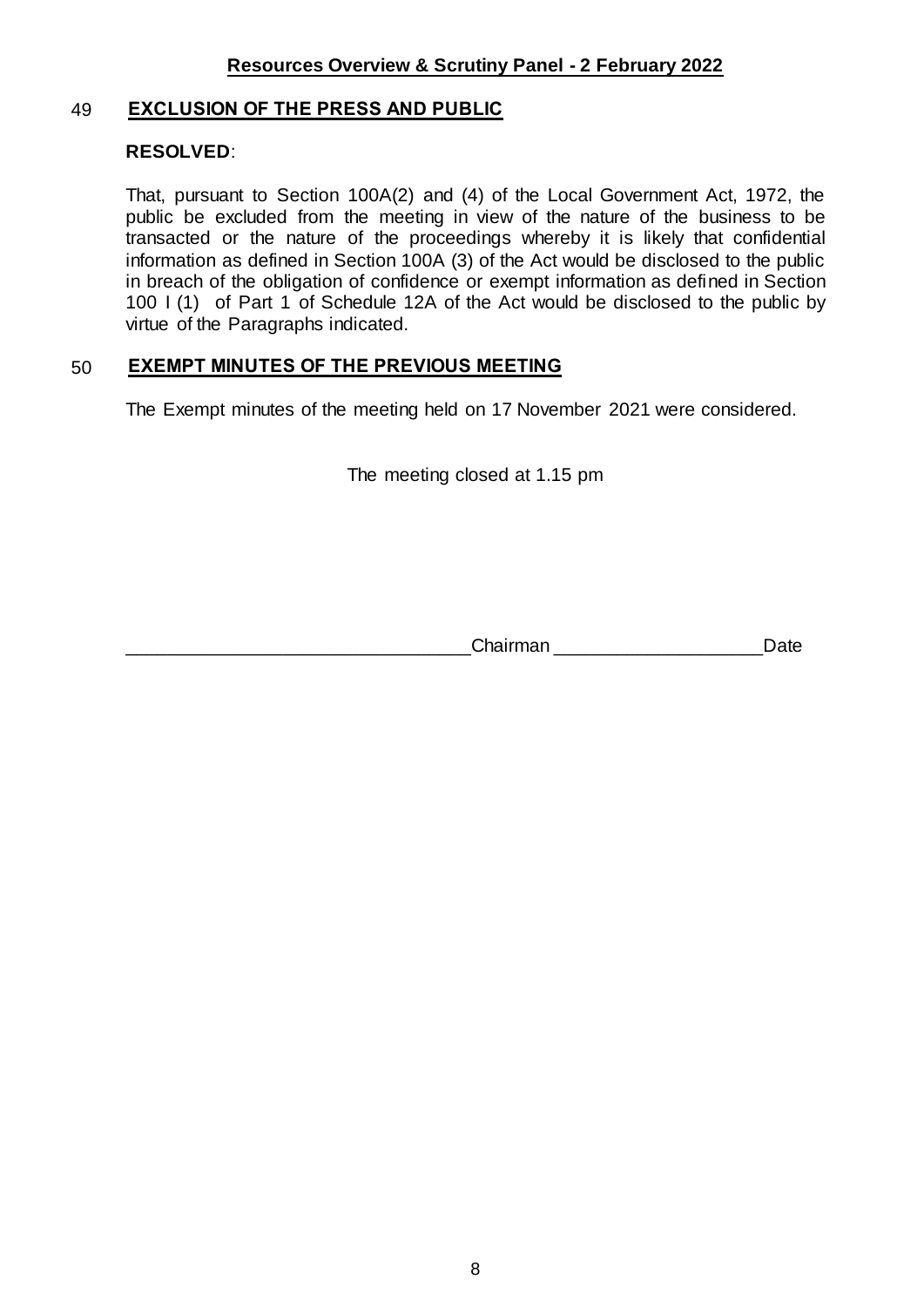## 49 EXCLUSION OF THE PRESS AND PUBLIC

**RESOLVED**:

That, pursuant to Section 100A(2) and (4) of the Local Government Act, 1972, the public be excluded from the meeting in view of the nature of the business to be transacted or the nature of the proceedings whereby it is likely that confidential information as defined in Section 100A (3) of the Act would be disclosed to the public in breach of the obligation of confidence or exempt information as defined in Section 100 I (1) of Part 1 of Schedule 12A of the Act would be disclosed to the public by virtue of the Paragraphs indicated.

## 50 EXEMPT MINUTES OF THE PREVIOUS MEETING

The Exempt minutes of the meeting held on 17 November 2021 were considered.

The meeting closed at 1.15 pm

_________________________________Chairman ____________________Date